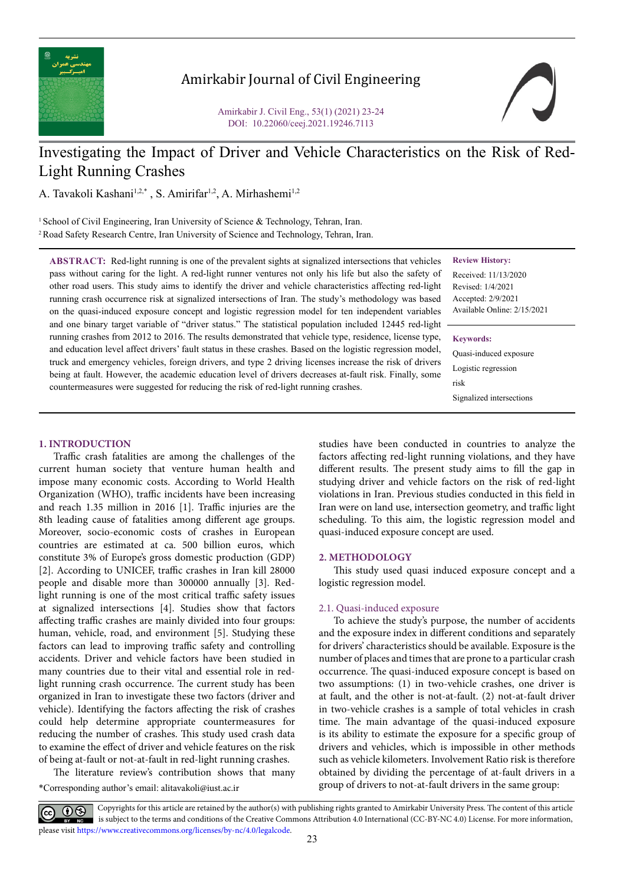# Investigating the Impact of Driver and Vehicle Characteristics on the Risk of Red-Light Running Crashes

A. Tavakoli Kashani[1,2,*], S. Amirifar[1,2], A. Mirhashemi[1,2]

[1] School of Civil Engineering, Iran University of Science & Technology, Tehran, Iran.
[2] Road Safety Research Centre, Iran University of Science and Technology, Tehran, Iran.

**ABSTRACT:** Red-light running is one of the prevalent sights at signalized intersections that vehicles pass without caring for the light. A red-light runner ventures not only his life but also the safety of other road users. This study aims to identify the driver and vehicle characteristics affecting red-light running crash occurrence risk at signalized intersections of Iran. The study's methodology was based on the quasi-induced exposure concept and logistic regression model for ten independent variables and one binary target variable of "driver status." The statistical population included 12445 red-light running crashes from 2012 to 2016. The results demonstrated that vehicle type, license type, residence, and education level affect drivers' fault status in these crashes. Based on the logistic regression model, truck and emergency vehicles, foreign drivers, and type 2 driving licenses increase the risk of drivers being at fault. However, the academic education level of drivers decreases at-fault risk. Finally, some countermeasures were suggested for reducing the risk of red-light running crashes.

**Review History:**

Received: 11/13/2020
Revised: 1/4/2021
Accepted: 2/9/2021
Available Online: 2/15/2021

**Keywords:**

Quasi-induced exposure
Logistic regression
risk
Signalized intersections

## 1. INTRODUCTION

Traffic crash fatalities are among the challenges of the current human society that venture human health and impose many economic costs. According to World Health Organization (WHO), traffic incidents have been increasing and reach 1.35 million in 2016 [1]. Traffic injuries are the 8th leading cause of fatalities among different age groups. Moreover, socio-economic costs of crashes in European countries are estimated at ca. 500 billion euros, which constitute 3% of Europe's gross domestic production (GDP) [2]. According to UNICEF, traffic crashes in Iran kill 28000 people and disable more than 300000 annually [3]. Red-light running is one of the most critical traffic safety issues at signalized intersections [4]. Studies show that factors affecting traffic crashes are mainly divided into four groups: human, vehicle, road, and environment [5]. Studying these factors can lead to improving traffic safety and controlling accidents. Driver and vehicle factors have been studied in many countries due to their vital and essential role in red-light running crash occurrence. The current study has been organized in Iran to investigate these two factors (driver and vehicle). Identifying the factors affecting the risk of crashes could help determine appropriate countermeasures for reducing the number of crashes. This study used crash data to examine the effect of driver and vehicle features on the risk of being at-fault or not-at-fault in red-light running crashes.

The literature review's contribution shows that many studies have been conducted in countries to analyze the factors affecting red-light running violations, and they have different results. The present study aims to fill the gap in studying driver and vehicle factors on the risk of red-light violations in Iran. Previous studies conducted in this field in Iran were on land use, intersection geometry, and traffic light scheduling. To this aim, the logistic regression model and quasi-induced exposure concept are used.

*Corresponding author's email: alitavakoli@iust.ac.ir

## 2. METHODOLOGY

This study used quasi induced exposure concept and a logistic regression model.

### 2.1. Quasi-induced exposure

To achieve the study's purpose, the number of accidents and the exposure index in different conditions and separately for drivers' characteristics should be available. Exposure is the number of places and times that are prone to a particular crash occurrence. The quasi-induced exposure concept is based on two assumptions: (1) in two-vehicle crashes, one driver is at fault, and the other is not-at-fault. (2) not-at-fault driver in two-vehicle crashes is a sample of total vehicles in crash time. The main advantage of the quasi-induced exposure is its ability to estimate the exposure for a specific group of drivers and vehicles, which is impossible in other methods such as vehicle kilometers. Involvement Ratio risk is therefore obtained by dividing the percentage of at-fault drivers in a group of drivers to not-at-fault drivers in the same group:

Copyrights for this article are retained by the author(s) with publishing rights granted to Amirkabir University Press. The content of this article is subject to the terms and conditions of the Creative Commons Attribution 4.0 International (CC-BY-NC 4.0) License. For more information, please visit https://www.creativecommons.org/licenses/by-nc/4.0/legalcode.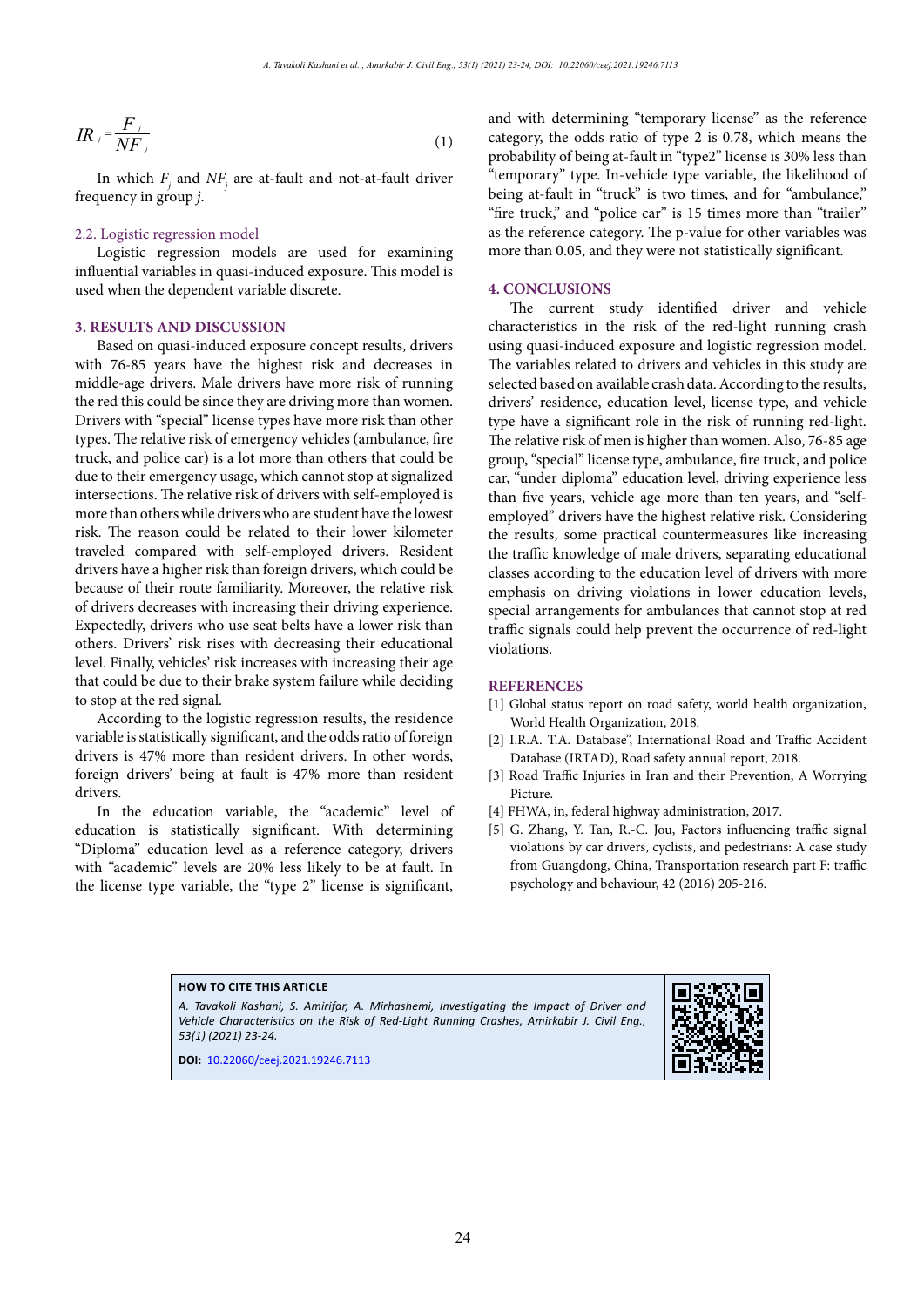$$IR_j = \frac{F_j}{NF_j} \tag{1}$$

In which $F_j$ and $NF_j$ are at-fault and not-at-fault driver frequency in group *j*.

### 2.2. Logistic regression model

Logistic regression models are used for examining influential variables in quasi-induced exposure. This model is used when the dependent variable discrete.

## 3. RESULTS AND DISCUSSION

Based on quasi-induced exposure concept results, drivers with 76-85 years have the highest risk and decreases in middle-age drivers. Male drivers have more risk of running the red this could be since they are driving more than women. Drivers with "special" license types have more risk than other types. The relative risk of emergency vehicles (ambulance, fire truck, and police car) is a lot more than others that could be due to their emergency usage, which cannot stop at signalized intersections. The relative risk of drivers with self-employed is more than others while drivers who are student have the lowest risk. The reason could be related to their lower kilometer traveled compared with self-employed drivers. Resident drivers have a higher risk than foreign drivers, which could be because of their route familiarity. Moreover, the relative risk of drivers decreases with increasing their driving experience. Expectedly, drivers who use seat belts have a lower risk than others. Drivers' risk rises with decreasing their educational level. Finally, vehicles' risk increases with increasing their age that could be due to their brake system failure while deciding to stop at the red signal.

According to the logistic regression results, the residence variable is statistically significant, and the odds ratio of foreign drivers is 47% more than resident drivers. In other words, foreign drivers' being at fault is 47% more than resident drivers.

In the education variable, the "academic" level of education is statistically significant. With determining "Diploma" education level as a reference category, drivers with "academic" levels are 20% less likely to be at fault. In the license type variable, the "type 2" license is significant, and with determining "temporary license" as the reference category, the odds ratio of type 2 is 0.78, which means the probability of being at-fault in "type2" license is 30% less than "temporary" type. In-vehicle type variable, the likelihood of being at-fault in "truck" is two times, and for "ambulance," "fire truck," and "police car" is 15 times more than "trailer" as the reference category. The p-value for other variables was more than 0.05, and they were not statistically significant.

## 4. CONCLUSIONS

The current study identified driver and vehicle characteristics in the risk of the red-light running crash using quasi-induced exposure and logistic regression model. The variables related to drivers and vehicles in this study are selected based on available crash data. According to the results, drivers' residence, education level, license type, and vehicle type have a significant role in the risk of running red-light. The relative risk of men is higher than women. Also, 76-85 age group, "special" license type, ambulance, fire truck, and police car, "under diploma" education level, driving experience less than five years, vehicle age more than ten years, and "self-employed" drivers have the highest relative risk. Considering the results, some practical countermeasures like increasing the traffic knowledge of male drivers, separating educational classes according to the education level of drivers with more emphasis on driving violations in lower education levels, special arrangements for ambulances that cannot stop at red traffic signals could help prevent the occurrence of red-light violations.

## REFERENCES

[1] Global status report on road safety, world health organization, World Health Organization, 2018.

[2] I.R.A. T.A. Database", International Road and Traffic Accident Database (IRTAD), Road safety annual report, 2018.

[3] Road Traffic Injuries in Iran and their Prevention, A Worrying Picture.

[4] FHWA, in, federal highway administration, 2017.

[5] G. Zhang, Y. Tan, R.-C. Jou, Factors influencing traffic signal violations by car drivers, cyclists, and pedestrians: A case study from Guangdong, China, Transportation research part F: traffic psychology and behaviour, 42 (2016) 205-216.

**HOW TO CITE THIS ARTICLE**

*A. Tavakoli Kashani, S. Amirifar, A. Mirhashemi, Investigating the Impact of Driver and Vehicle Characteristics on the Risk of Red-Light Running Crashes, Amirkabir J. Civil Eng., 53(1) (2021) 23-24.*

**DOI:** 10.22060/ceej.2021.19246.7113